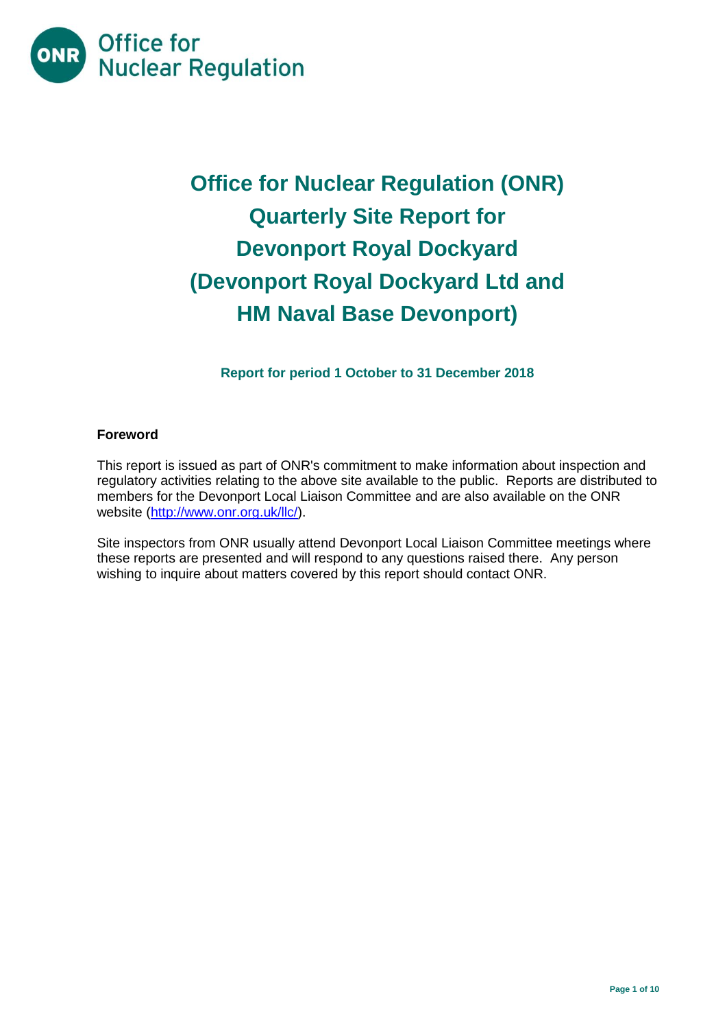# Office for Nuclear Regulation (ONR) Quarterly Site Report for Devonport Royal Dockyard (Devonport Royal Dockyard Ltd and HM Naval Base Devonport)

**Report for period 1 October to 31 December 2018**

## Foreword

This report is issued as part of ONR's commitment to make information about inspection and regulatory activities relating to the above site available to the public. Reports are distributed to members for the Devonport Local Liaison Committee and are also available on the ONR website (http://www.onr.org.uk/llc/).

Site inspectors from ONR usually attend Devonport Local Liaison Committee meetings where these reports are presented and will respond to any questions raised there. Any person wishing to inquire about matters covered by this report should contact ONR.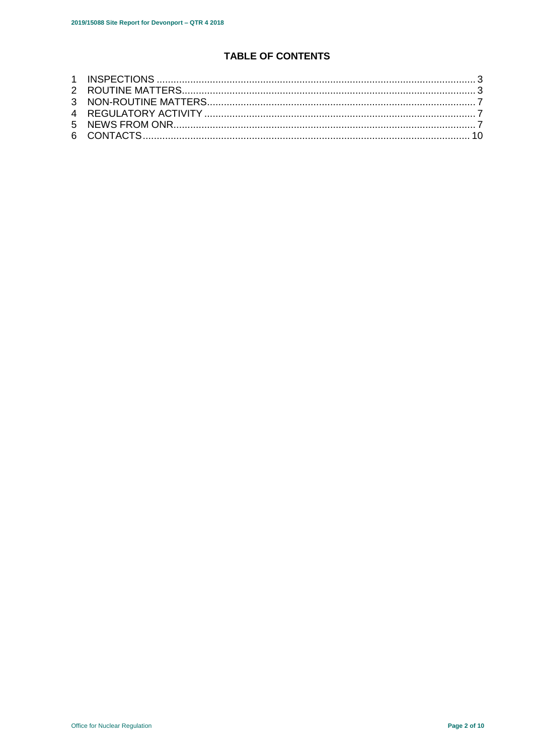# TABLE OF CONTENTS

1 INSPECTIONS ........................................................................................................ 3
2 ROUTINE MATTERS............................................................................................... 3
3 NON-ROUTINE MATTERS....................................................................................... 7
4 REGULATORY ACTIVITY ....................................................................................... 7
5 NEWS FROM ONR.................................................................................................. 7
6 CONTACTS............................................................................................................ 10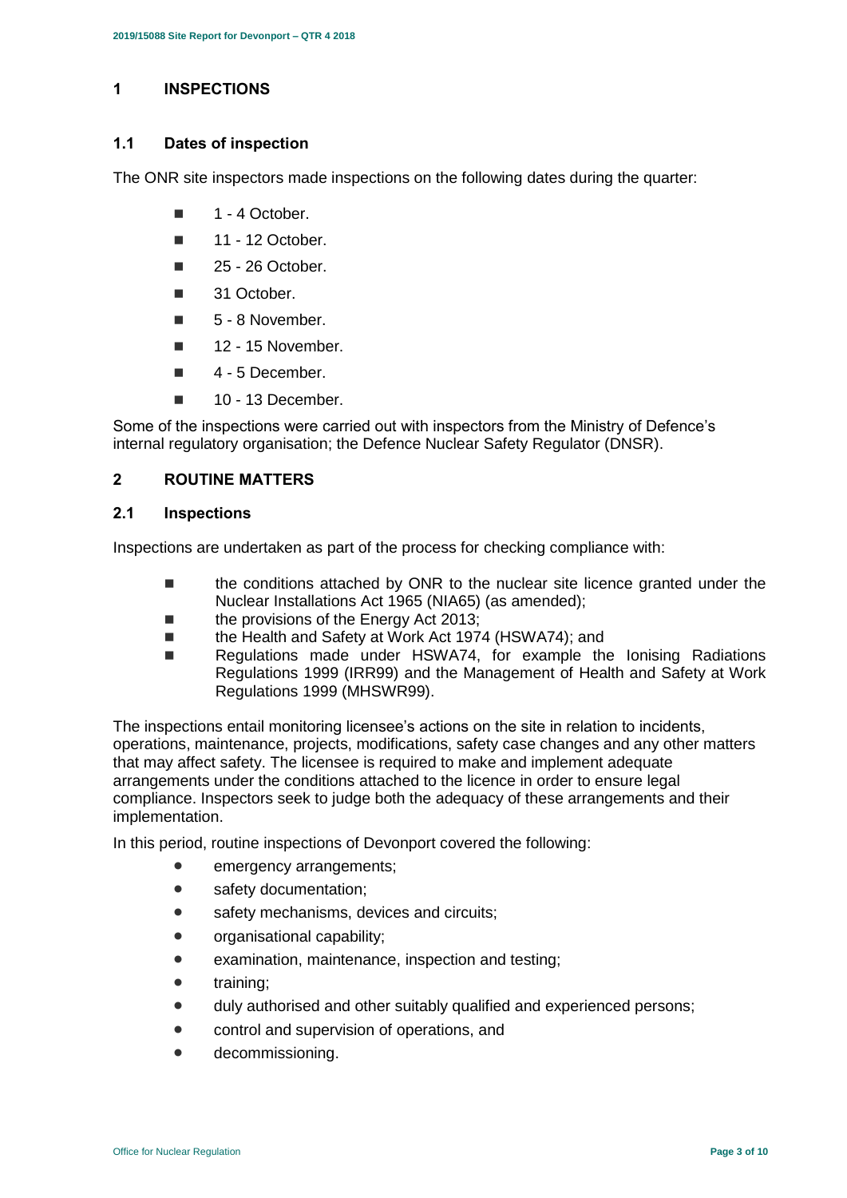# 1 INSPECTIONS

## 1.1 Dates of inspection

The ONR site inspectors made inspections on the following dates during the quarter:

- 1 - 4 October.
- 11 - 12 October.
- 25 - 26 October.
- 31 October.
- 5 - 8 November.
- 12 - 15 November.
- 4 - 5 December.
- 10 - 13 December.

Some of the inspections were carried out with inspectors from the Ministry of Defence's internal regulatory organisation; the Defence Nuclear Safety Regulator (DNSR).

# 2 ROUTINE MATTERS

## 2.1 Inspections

Inspections are undertaken as part of the process for checking compliance with:

- the conditions attached by ONR to the nuclear site licence granted under the Nuclear Installations Act 1965 (NIA65) (as amended);
- the provisions of the Energy Act 2013;
- the Health and Safety at Work Act 1974 (HSWA74); and
- Regulations made under HSWA74, for example the Ionising Radiations Regulations 1999 (IRR99) and the Management of Health and Safety at Work Regulations 1999 (MHSWR99).

The inspections entail monitoring licensee's actions on the site in relation to incidents, operations, maintenance, projects, modifications, safety case changes and any other matters that may affect safety. The licensee is required to make and implement adequate arrangements under the conditions attached to the licence in order to ensure legal compliance. Inspectors seek to judge both the adequacy of these arrangements and their implementation.

In this period, routine inspections of Devonport covered the following:

- emergency arrangements;
- safety documentation;
- safety mechanisms, devices and circuits;
- organisational capability;
- examination, maintenance, inspection and testing;
- training;
- duly authorised and other suitably qualified and experienced persons;
- control and supervision of operations, and
- decommissioning.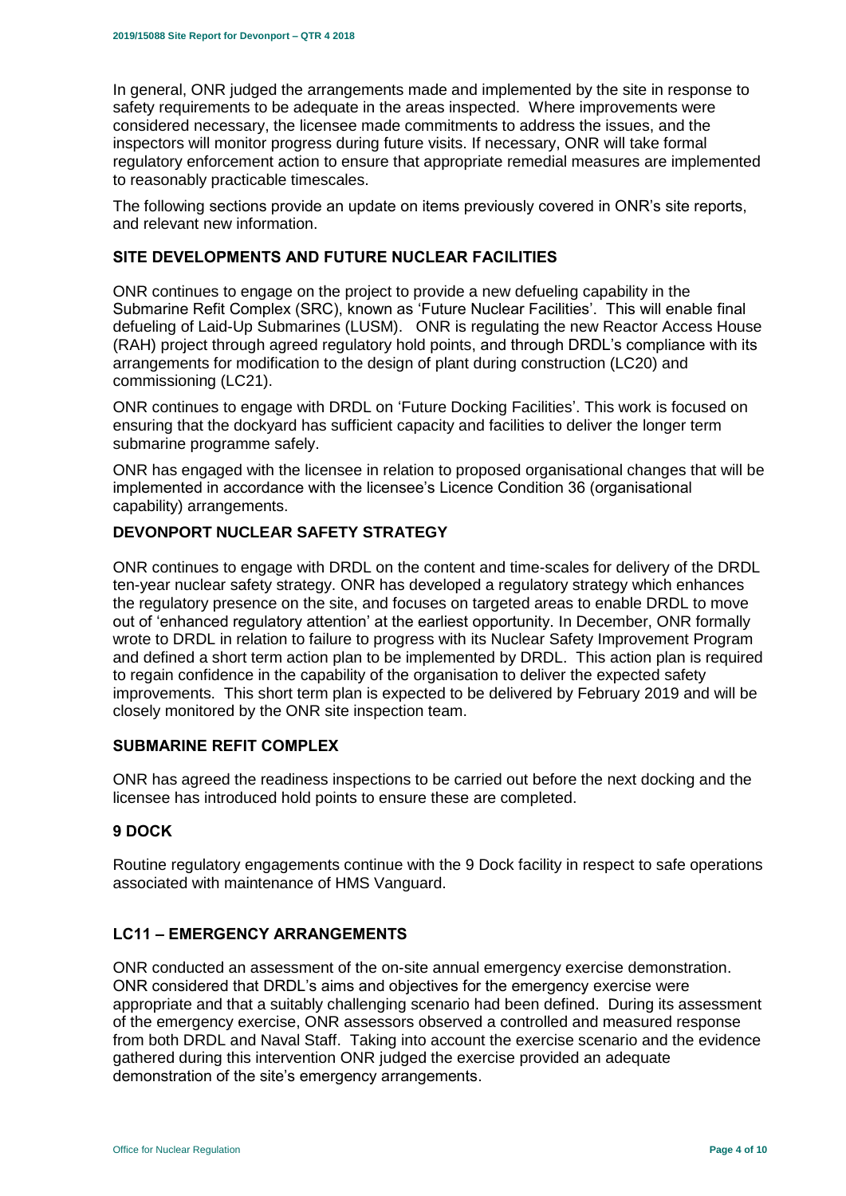In general, ONR judged the arrangements made and implemented by the site in response to safety requirements to be adequate in the areas inspected. Where improvements were considered necessary, the licensee made commitments to address the issues, and the inspectors will monitor progress during future visits. If necessary, ONR will take formal regulatory enforcement action to ensure that appropriate remedial measures are implemented to reasonably practicable timescales.

The following sections provide an update on items previously covered in ONR's site reports, and relevant new information.

### SITE DEVELOPMENTS AND FUTURE NUCLEAR FACILITIES

ONR continues to engage on the project to provide a new defueling capability in the Submarine Refit Complex (SRC), known as 'Future Nuclear Facilities'. This will enable final defueling of Laid-Up Submarines (LUSM). ONR is regulating the new Reactor Access House (RAH) project through agreed regulatory hold points, and through DRDL's compliance with its arrangements for modification to the design of plant during construction (LC20) and commissioning (LC21).

ONR continues to engage with DRDL on 'Future Docking Facilities'. This work is focused on ensuring that the dockyard has sufficient capacity and facilities to deliver the longer term submarine programme safely.

ONR has engaged with the licensee in relation to proposed organisational changes that will be implemented in accordance with the licensee's Licence Condition 36 (organisational capability) arrangements.

### DEVONPORT NUCLEAR SAFETY STRATEGY

ONR continues to engage with DRDL on the content and time-scales for delivery of the DRDL ten-year nuclear safety strategy. ONR has developed a regulatory strategy which enhances the regulatory presence on the site, and focuses on targeted areas to enable DRDL to move out of 'enhanced regulatory attention' at the earliest opportunity. In December, ONR formally wrote to DRDL in relation to failure to progress with its Nuclear Safety Improvement Program and defined a short term action plan to be implemented by DRDL. This action plan is required to regain confidence in the capability of the organisation to deliver the expected safety improvements. This short term plan is expected to be delivered by February 2019 and will be closely monitored by the ONR site inspection team.

### SUBMARINE REFIT COMPLEX

ONR has agreed the readiness inspections to be carried out before the next docking and the licensee has introduced hold points to ensure these are completed.

### 9 DOCK

Routine regulatory engagements continue with the 9 Dock facility in respect to safe operations associated with maintenance of HMS Vanguard.

### LC11 – EMERGENCY ARRANGEMENTS

ONR conducted an assessment of the on-site annual emergency exercise demonstration. ONR considered that DRDL's aims and objectives for the emergency exercise were appropriate and that a suitably challenging scenario had been defined. During its assessment of the emergency exercise, ONR assessors observed a controlled and measured response from both DRDL and Naval Staff. Taking into account the exercise scenario and the evidence gathered during this intervention ONR judged the exercise provided an adequate demonstration of the site's emergency arrangements.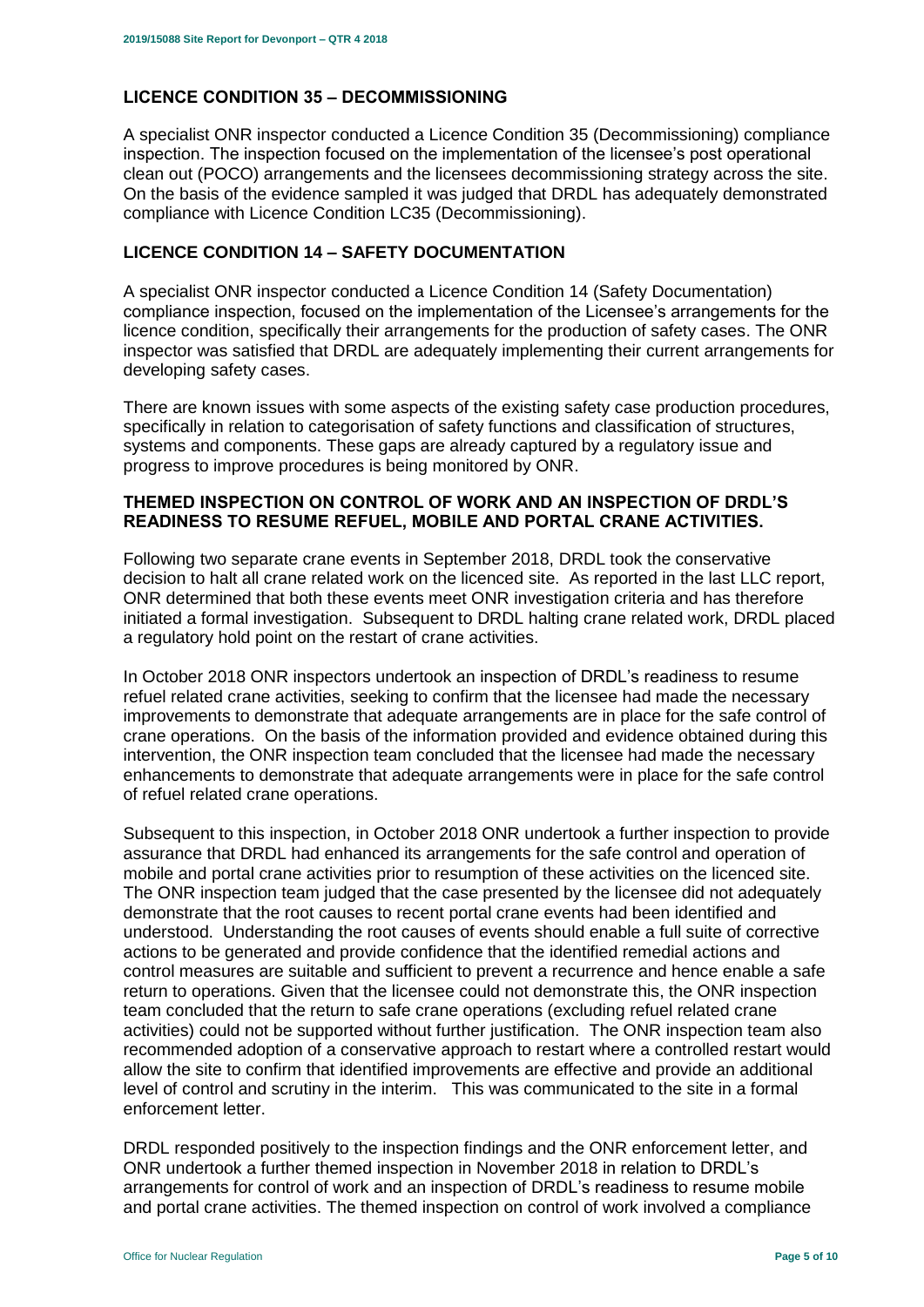## LICENCE CONDITION 35 – DECOMMISSIONING

A specialist ONR inspector conducted a Licence Condition 35 (Decommissioning) compliance inspection. The inspection focused on the implementation of the licensee's post operational clean out (POCO) arrangements and the licensees decommissioning strategy across the site. On the basis of the evidence sampled it was judged that DRDL has adequately demonstrated compliance with Licence Condition LC35 (Decommissioning).

## LICENCE CONDITION 14 – SAFETY DOCUMENTATION

A specialist ONR inspector conducted a Licence Condition 14 (Safety Documentation) compliance inspection, focused on the implementation of the Licensee's arrangements for the licence condition, specifically their arrangements for the production of safety cases. The ONR inspector was satisfied that DRDL are adequately implementing their current arrangements for developing safety cases.

There are known issues with some aspects of the existing safety case production procedures, specifically in relation to categorisation of safety functions and classification of structures, systems and components. These gaps are already captured by a regulatory issue and progress to improve procedures is being monitored by ONR.

## THEMED INSPECTION ON CONTROL OF WORK AND AN INSPECTION OF DRDL'S READINESS TO RESUME REFUEL, MOBILE AND PORTAL CRANE ACTIVITIES.

Following two separate crane events in September 2018, DRDL took the conservative decision to halt all crane related work on the licenced site. As reported in the last LLC report, ONR determined that both these events meet ONR investigation criteria and has therefore initiated a formal investigation. Subsequent to DRDL halting crane related work, DRDL placed a regulatory hold point on the restart of crane activities.

In October 2018 ONR inspectors undertook an inspection of DRDL's readiness to resume refuel related crane activities, seeking to confirm that the licensee had made the necessary improvements to demonstrate that adequate arrangements are in place for the safe control of crane operations. On the basis of the information provided and evidence obtained during this intervention, the ONR inspection team concluded that the licensee had made the necessary enhancements to demonstrate that adequate arrangements were in place for the safe control of refuel related crane operations.

Subsequent to this inspection, in October 2018 ONR undertook a further inspection to provide assurance that DRDL had enhanced its arrangements for the safe control and operation of mobile and portal crane activities prior to resumption of these activities on the licenced site. The ONR inspection team judged that the case presented by the licensee did not adequately demonstrate that the root causes to recent portal crane events had been identified and understood. Understanding the root causes of events should enable a full suite of corrective actions to be generated and provide confidence that the identified remedial actions and control measures are suitable and sufficient to prevent a recurrence and hence enable a safe return to operations. Given that the licensee could not demonstrate this, the ONR inspection team concluded that the return to safe crane operations (excluding refuel related crane activities) could not be supported without further justification. The ONR inspection team also recommended adoption of a conservative approach to restart where a controlled restart would allow the site to confirm that identified improvements are effective and provide an additional level of control and scrutiny in the interim. This was communicated to the site in a formal enforcement letter.

DRDL responded positively to the inspection findings and the ONR enforcement letter, and ONR undertook a further themed inspection in November 2018 in relation to DRDL's arrangements for control of work and an inspection of DRDL's readiness to resume mobile and portal crane activities. The themed inspection on control of work involved a compliance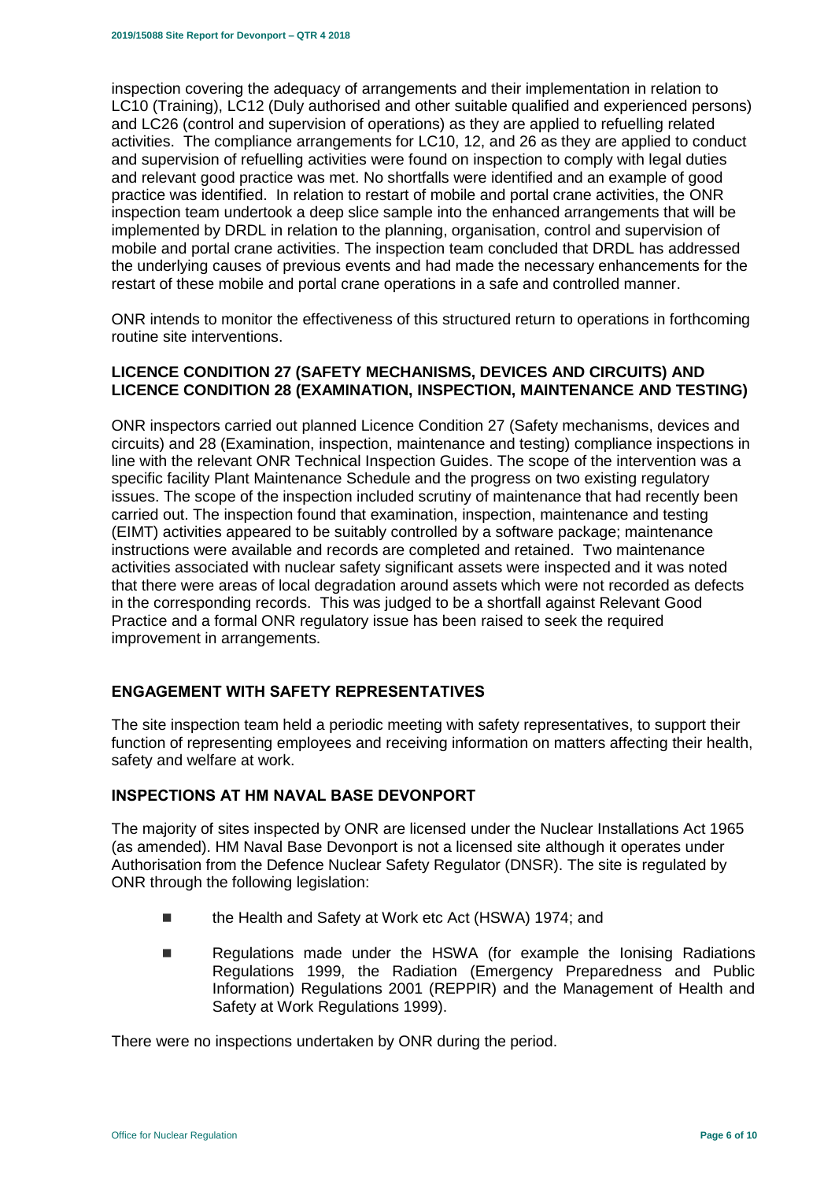inspection covering the adequacy of arrangements and their implementation in relation to LC10 (Training), LC12 (Duly authorised and other suitable qualified and experienced persons) and LC26 (control and supervision of operations) as they are applied to refuelling related activities. The compliance arrangements for LC10, 12, and 26 as they are applied to conduct and supervision of refuelling activities were found on inspection to comply with legal duties and relevant good practice was met. No shortfalls were identified and an example of good practice was identified. In relation to restart of mobile and portal crane activities, the ONR inspection team undertook a deep slice sample into the enhanced arrangements that will be implemented by DRDL in relation to the planning, organisation, control and supervision of mobile and portal crane activities. The inspection team concluded that DRDL has addressed the underlying causes of previous events and had made the necessary enhancements for the restart of these mobile and portal crane operations in a safe and controlled manner.

ONR intends to monitor the effectiveness of this structured return to operations in forthcoming routine site interventions.

### LICENCE CONDITION 27 (SAFETY MECHANISMS, DEVICES AND CIRCUITS) AND LICENCE CONDITION 28 (EXAMINATION, INSPECTION, MAINTENANCE AND TESTING)

ONR inspectors carried out planned Licence Condition 27 (Safety mechanisms, devices and circuits) and 28 (Examination, inspection, maintenance and testing) compliance inspections in line with the relevant ONR Technical Inspection Guides. The scope of the intervention was a specific facility Plant Maintenance Schedule and the progress on two existing regulatory issues. The scope of the inspection included scrutiny of maintenance that had recently been carried out. The inspection found that examination, inspection, maintenance and testing (EIMT) activities appeared to be suitably controlled by a software package; maintenance instructions were available and records are completed and retained. Two maintenance activities associated with nuclear safety significant assets were inspected and it was noted that there were areas of local degradation around assets which were not recorded as defects in the corresponding records. This was judged to be a shortfall against Relevant Good Practice and a formal ONR regulatory issue has been raised to seek the required improvement in arrangements.

### ENGAGEMENT WITH SAFETY REPRESENTATIVES

The site inspection team held a periodic meeting with safety representatives, to support their function of representing employees and receiving information on matters affecting their health, safety and welfare at work.

### INSPECTIONS AT HM NAVAL BASE DEVONPORT

The majority of sites inspected by ONR are licensed under the Nuclear Installations Act 1965 (as amended). HM Naval Base Devonport is not a licensed site although it operates under Authorisation from the Defence Nuclear Safety Regulator (DNSR). The site is regulated by ONR through the following legislation:

- the Health and Safety at Work etc Act (HSWA) 1974; and
- Regulations made under the HSWA (for example the Ionising Radiations Regulations 1999, the Radiation (Emergency Preparedness and Public Information) Regulations 2001 (REPPIR) and the Management of Health and Safety at Work Regulations 1999).

There were no inspections undertaken by ONR during the period.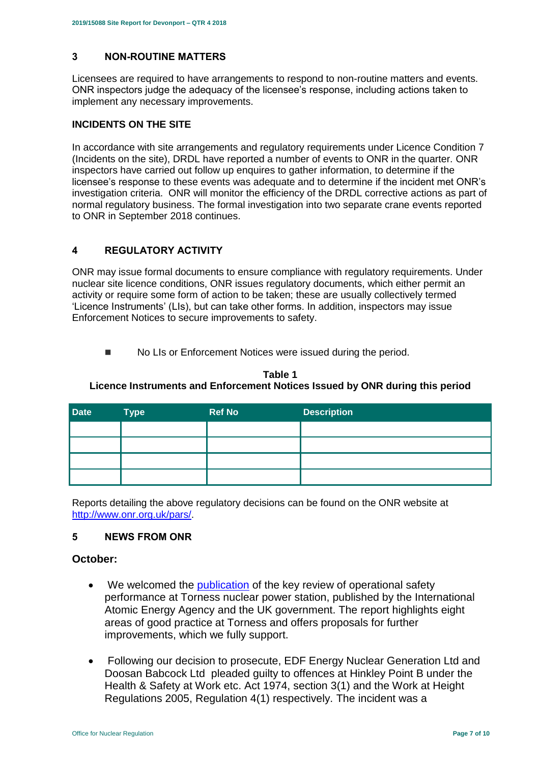## 3 NON-ROUTINE MATTERS

Licensees are required to have arrangements to respond to non-routine matters and events. ONR inspectors judge the adequacy of the licensee's response, including actions taken to implement any necessary improvements.

### INCIDENTS ON THE SITE

In accordance with site arrangements and regulatory requirements under Licence Condition 7 (Incidents on the site), DRDL have reported a number of events to ONR in the quarter. ONR inspectors have carried out follow up enquires to gather information, to determine if the licensee's response to these events was adequate and to determine if the incident met ONR's investigation criteria. ONR will monitor the efficiency of the DRDL corrective actions as part of normal regulatory business. The formal investigation into two separate crane events reported to ONR in September 2018 continues.

## 4 REGULATORY ACTIVITY

ONR may issue formal documents to ensure compliance with regulatory requirements. Under nuclear site licence conditions, ONR issues regulatory documents, which either permit an activity or require some form of action to be taken; these are usually collectively termed 'Licence Instruments' (LIs), but can take other forms. In addition, inspectors may issue Enforcement Notices to secure improvements to safety.

- No LIs or Enforcement Notices were issued during the period.

**Table 1**
**Licence Instruments and Enforcement Notices Issued by ONR during this period**

| Date | Type | Ref No | Description |
|---|---|---|---|
| | | | |
| | | | |
| | | | |
| | | | |

Reports detailing the above regulatory decisions can be found on the ONR website at http://www.onr.org.uk/pars/.

## 5 NEWS FROM ONR

### October:

- We welcomed the publication of the key review of operational safety performance at Torness nuclear power station, published by the International Atomic Energy Agency and the UK government. The report highlights eight areas of good practice at Torness and offers proposals for further improvements, which we fully support.
- Following our decision to prosecute, EDF Energy Nuclear Generation Ltd and Doosan Babcock Ltd pleaded guilty to offences at Hinkley Point B under the Health & Safety at Work etc. Act 1974, section 3(1) and the Work at Height Regulations 2005, Regulation 4(1) respectively. The incident was a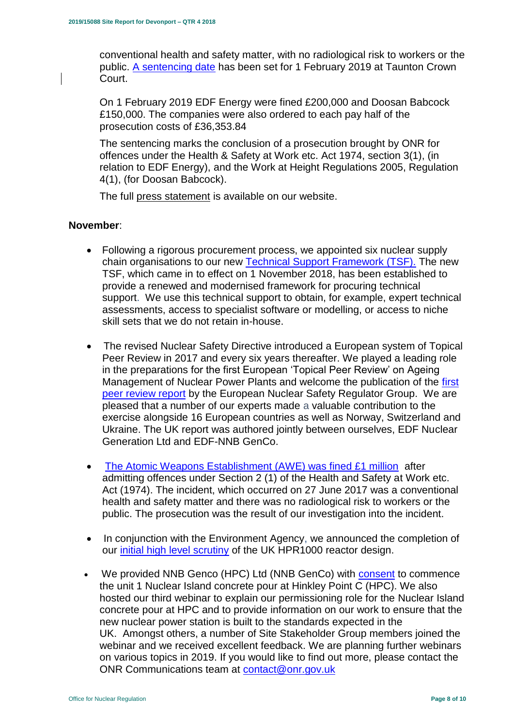conventional health and safety matter, with no radiological risk to workers or the public. A sentencing date has been set for 1 February 2019 at Taunton Crown Court.

On 1 February 2019 EDF Energy were fined £200,000 and Doosan Babcock £150,000. The companies were also ordered to each pay half of the prosecution costs of £36,353.84

The sentencing marks the conclusion of a prosecution brought by ONR for offences under the Health & Safety at Work etc. Act 1974, section 3(1), (in relation to EDF Energy), and the Work at Height Regulations 2005, Regulation 4(1), (for Doosan Babcock).

The full press statement is available on our website.

**November**:

- Following a rigorous procurement process, we appointed six nuclear supply chain organisations to our new Technical Support Framework (TSF). The new TSF, which came in to effect on 1 November 2018, has been established to provide a renewed and modernised framework for procuring technical support. We use this technical support to obtain, for example, expert technical assessments, access to specialist software or modelling, or access to niche skill sets that we do not retain in-house.

- The revised Nuclear Safety Directive introduced a European system of Topical Peer Review in 2017 and every six years thereafter. We played a leading role in the preparations for the first European 'Topical Peer Review' on Ageing Management of Nuclear Power Plants and welcome the publication of the first peer review report by the European Nuclear Safety Regulator Group. We are pleased that a number of our experts made a valuable contribution to the exercise alongside 16 European countries as well as Norway, Switzerland and Ukraine. The UK report was authored jointly between ourselves, EDF Nuclear Generation Ltd and EDF-NNB GenCo.

- The Atomic Weapons Establishment (AWE) was fined £1 million after admitting offences under Section 2 (1) of the Health and Safety at Work etc. Act (1974). The incident, which occurred on 27 June 2017 was a conventional health and safety matter and there was no radiological risk to workers or the public. The prosecution was the result of our investigation into the incident.

- In conjunction with the Environment Agency, we announced the completion of our initial high level scrutiny of the UK HPR1000 reactor design.

- We provided NNB Genco (HPC) Ltd (NNB GenCo) with consent to commence the unit 1 Nuclear Island concrete pour at Hinkley Point C (HPC). We also hosted our third webinar to explain our permissioning role for the Nuclear Island concrete pour at HPC and to provide information on our work to ensure that the new nuclear power station is built to the standards expected in the UK. Amongst others, a number of Site Stakeholder Group members joined the webinar and we received excellent feedback. We are planning further webinars on various topics in 2019. If you would like to find out more, please contact the ONR Communications team at contact@onr.gov.uk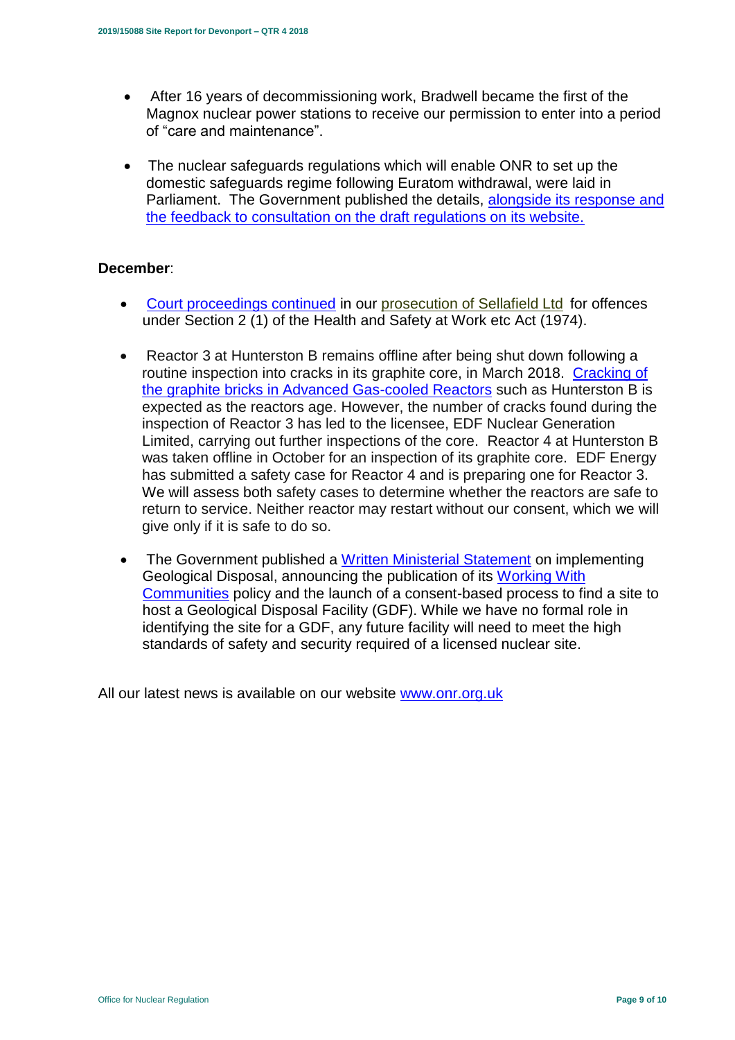- After 16 years of decommissioning work, Bradwell became the first of the Magnox nuclear power stations to receive our permission to enter into a period of "care and maintenance".
- The nuclear safeguards regulations which will enable ONR to set up the domestic safeguards regime following Euratom withdrawal, were laid in Parliament. The Government published the details, alongside its response and the feedback to consultation on the draft regulations on its website.

**December**:

- Court proceedings continued in our prosecution of Sellafield Ltd for offences under Section 2 (1) of the Health and Safety at Work etc Act (1974).
- Reactor 3 at Hunterston B remains offline after being shut down following a routine inspection into cracks in its graphite core, in March 2018. Cracking of the graphite bricks in Advanced Gas-cooled Reactors such as Hunterston B is expected as the reactors age. However, the number of cracks found during the inspection of Reactor 3 has led to the licensee, EDF Nuclear Generation Limited, carrying out further inspections of the core. Reactor 4 at Hunterston B was taken offline in October for an inspection of its graphite core. EDF Energy has submitted a safety case for Reactor 4 and is preparing one for Reactor 3. We will assess both safety cases to determine whether the reactors are safe to return to service. Neither reactor may restart without our consent, which we will give only if it is safe to do so.
- The Government published a Written Ministerial Statement on implementing Geological Disposal, announcing the publication of its Working With Communities policy and the launch of a consent-based process to find a site to host a Geological Disposal Facility (GDF). While we have no formal role in identifying the site for a GDF, any future facility will need to meet the high standards of safety and security required of a licensed nuclear site.

All our latest news is available on our website www.onr.org.uk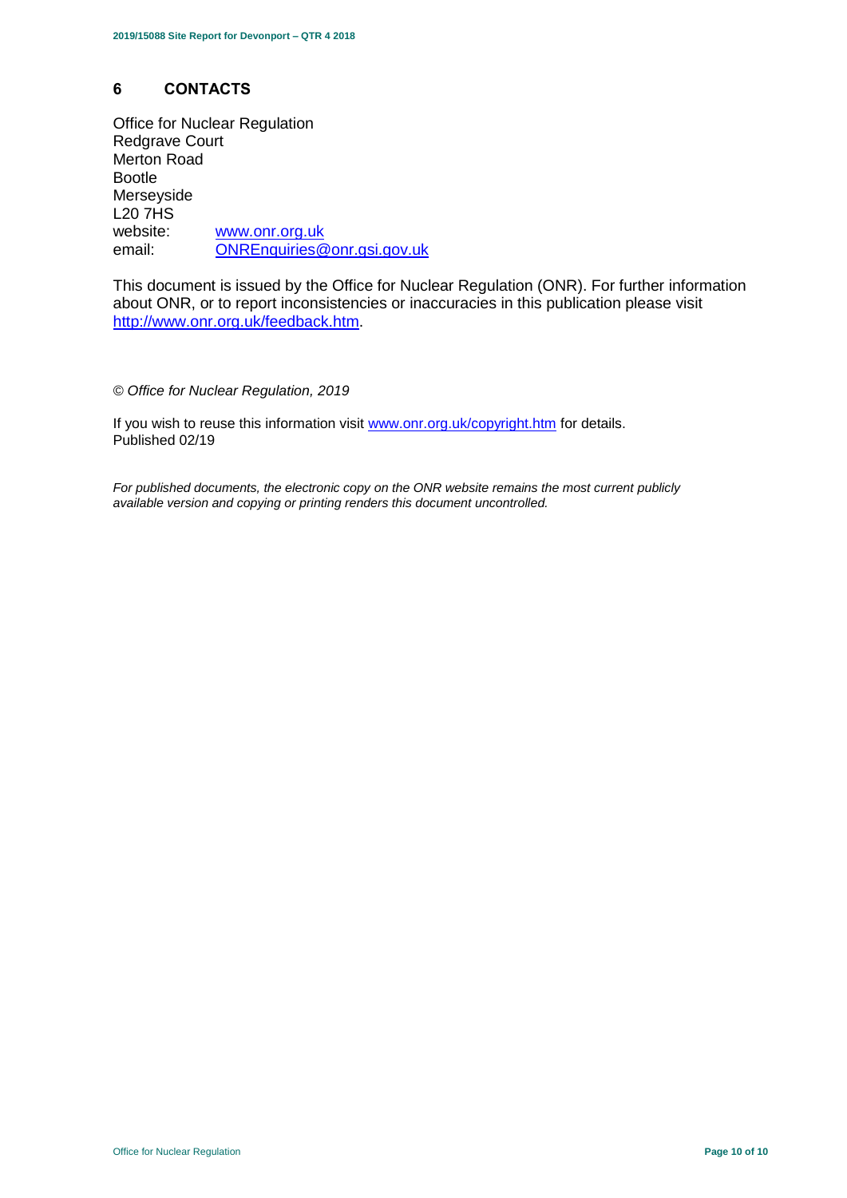## 6 CONTACTS

Office for Nuclear Regulation
Redgrave Court
Merton Road
Bootle
Merseyside
L20 7HS
website: www.onr.org.uk
email: ONREnquiries@onr.gsi.gov.uk

This document is issued by the Office for Nuclear Regulation (ONR). For further information about ONR, or to report inconsistencies or inaccuracies in this publication please visit http://www.onr.org.uk/feedback.htm.

*© Office for Nuclear Regulation, 2019*

If you wish to reuse this information visit www.onr.org.uk/copyright.htm for details.
Published 02/19

*For published documents, the electronic copy on the ONR website remains the most current publicly available version and copying or printing renders this document uncontrolled.*